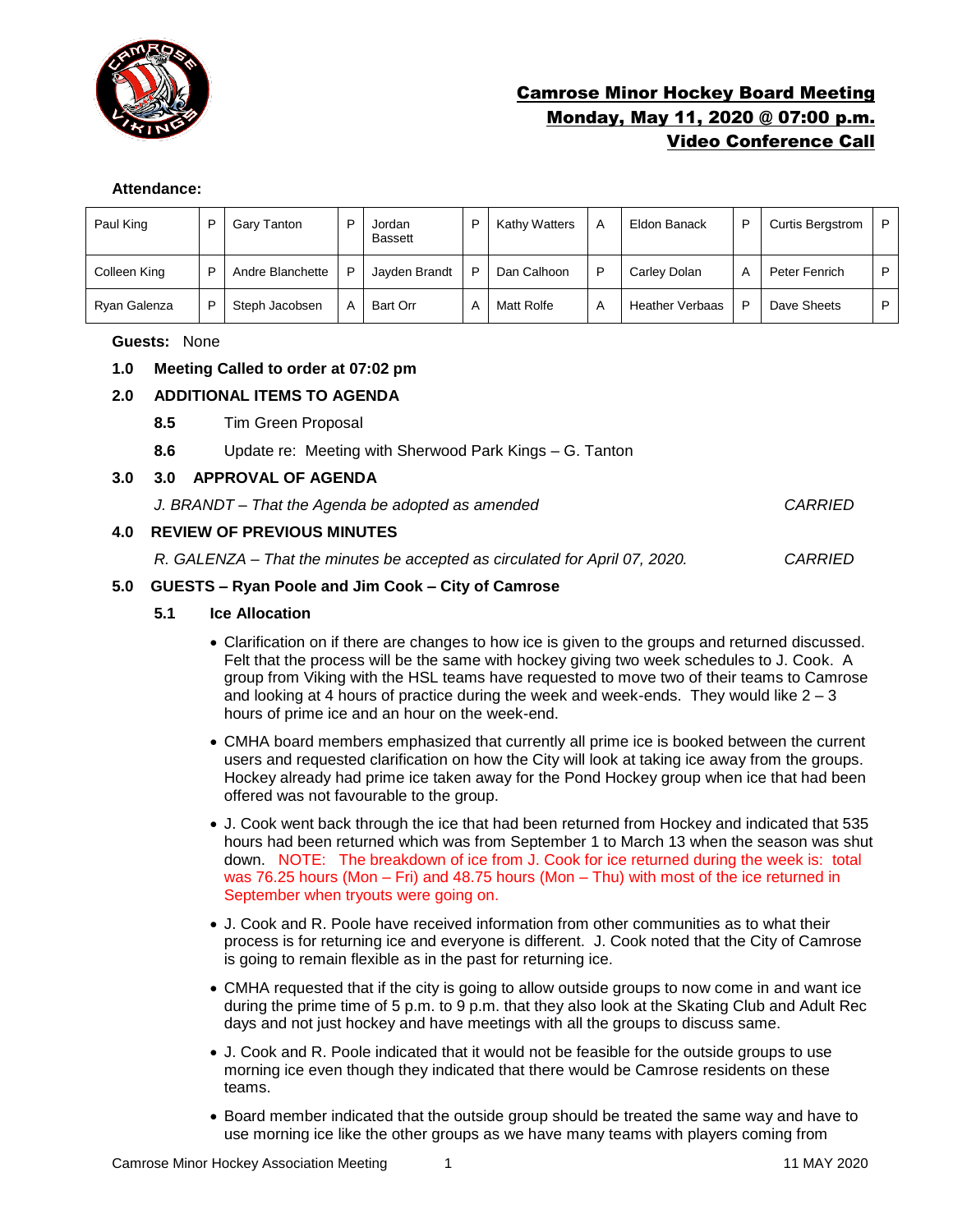# Camrose Minor Hockey Board Meeting
## Monday, May 11, 2020 @ 07:00 p.m.
## Video Conference Call

**Attendance:**

| | | | | | | | | | | | |
|---|---|---|---|---|---|---|---|---|---|---|---|
| Paul King | P | Gary Tanton | P | Jordan Bassett | P | Kathy Watters | A | Eldon Banack | P | Curtis Bergstrom | P |
| Colleen King | P | Andre Blanchette | P | Jayden Brandt | P | Dan Calhoon | P | Carley Dolan | A | Peter Fenrich | P |
| Ryan Galenza | P | Steph Jacobsen | A | Bart Orr | A | Matt Rolfe | A | Heather Verbaas | P | Dave Sheets | P |

**Guests:** None

**1.0 Meeting Called to order at 07:02 pm**

**2.0 ADDITIONAL ITEMS TO AGENDA**

**8.5** Tim Green Proposal

**8.6** Update re: Meeting with Sherwood Park Kings – G. Tanton

**3.0 3.0 APPROVAL OF AGENDA**

*J. BRANDT – That the Agenda be adopted as amended* *CARRIED*

**4.0 REVIEW OF PREVIOUS MINUTES**

*R. GALENZA – That the minutes be accepted as circulated for April 07, 2020.* *CARRIED*

**5.0 GUESTS – Ryan Poole and Jim Cook – City of Camrose**

**5.1 Ice Allocation**

- Clarification on if there are changes to how ice is given to the groups and returned discussed. Felt that the process will be the same with hockey giving two week schedules to J. Cook. A group from Viking with the HSL teams have requested to move two of their teams to Camrose and looking at 4 hours of practice during the week and week-ends. They would like 2 – 3 hours of prime ice and an hour on the week-end.
- CMHA board members emphasized that currently all prime ice is booked between the current users and requested clarification on how the City will look at taking ice away from the groups. Hockey already had prime ice taken away for the Pond Hockey group when ice that had been offered was not favourable to the group.
- J. Cook went back through the ice that had been returned from Hockey and indicated that 535 hours had been returned which was from September 1 to March 13 when the season was shut down. NOTE: The breakdown of ice from J. Cook for ice returned during the week is: total was 76.25 hours (Mon – Fri) and 48.75 hours (Mon – Thu) with most of the ice returned in September when tryouts were going on.
- J. Cook and R. Poole have received information from other communities as to what their process is for returning ice and everyone is different. J. Cook noted that the City of Camrose is going to remain flexible as in the past for returning ice.
- CMHA requested that if the city is going to allow outside groups to now come in and want ice during the prime time of 5 p.m. to 9 p.m. that they also look at the Skating Club and Adult Rec days and not just hockey and have meetings with all the groups to discuss same.
- J. Cook and R. Poole indicated that it would not be feasible for the outside groups to use morning ice even though they indicated that there would be Camrose residents on these teams.
- Board member indicated that the outside group should be treated the same way and have to use morning ice like the other groups as we have many teams with players coming from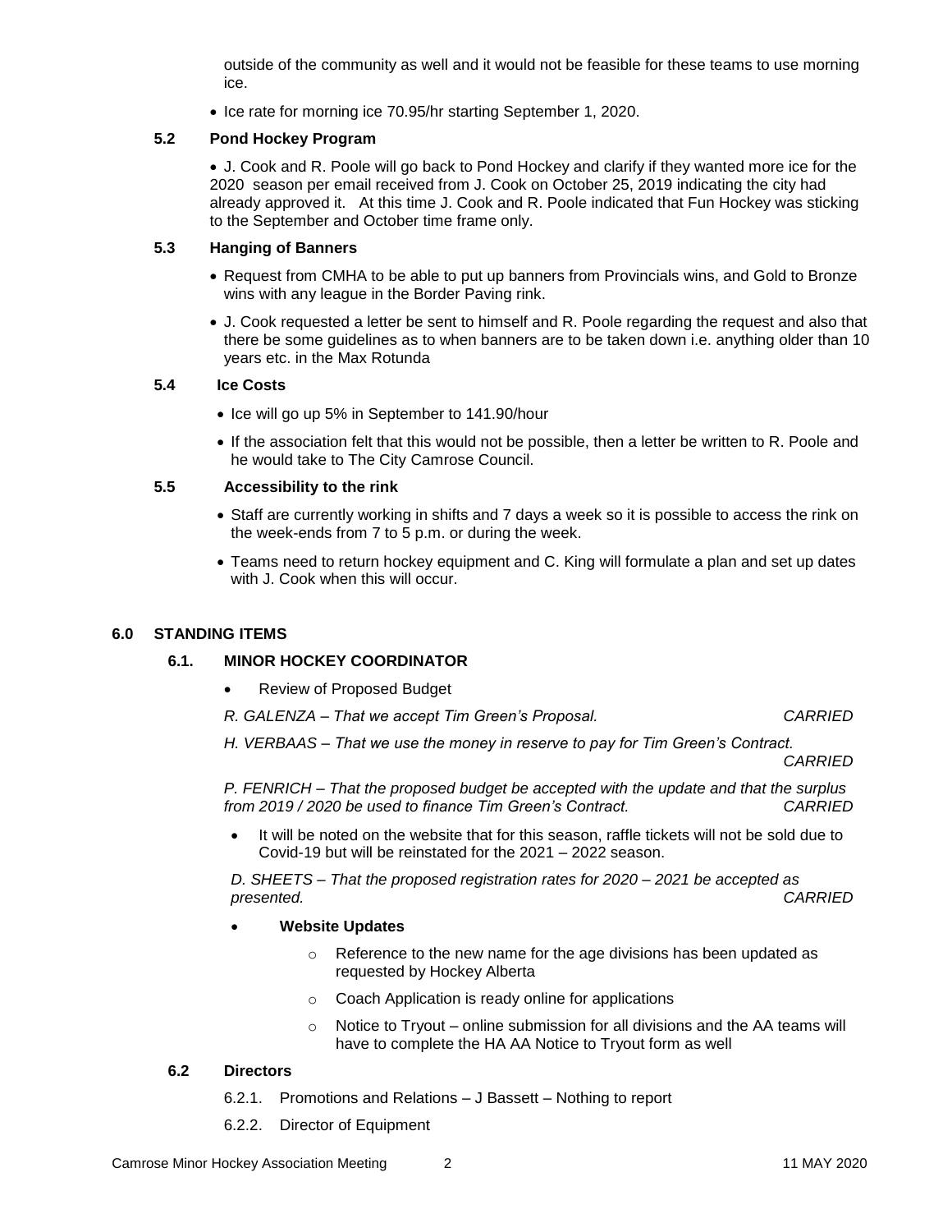outside of the community as well and it would not be feasible for these teams to use morning ice.

- Ice rate for morning ice 70.95/hr starting September 1, 2020.

### 5.2 Pond Hockey Program

- J. Cook and R. Poole will go back to Pond Hockey and clarify if they wanted more ice for the 2020 season per email received from J. Cook on October 25, 2019 indicating the city had already approved it. At this time J. Cook and R. Poole indicated that Fun Hockey was sticking to the September and October time frame only.

### 5.3 Hanging of Banners

- Request from CMHA to be able to put up banners from Provincials wins, and Gold to Bronze wins with any league in the Border Paving rink.
- J. Cook requested a letter be sent to himself and R. Poole regarding the request and also that there be some guidelines as to when banners are to be taken down i.e. anything older than 10 years etc. in the Max Rotunda

### 5.4 Ice Costs

- Ice will go up 5% in September to 141.90/hour
- If the association felt that this would not be possible, then a letter be written to R. Poole and he would take to The City Camrose Council.

### 5.5 Accessibility to the rink

- Staff are currently working in shifts and 7 days a week so it is possible to access the rink on the week-ends from 7 to 5 p.m. or during the week.
- Teams need to return hockey equipment and C. King will formulate a plan and set up dates with J. Cook when this will occur.

## 6.0 STANDING ITEMS

### 6.1. MINOR HOCKEY COORDINATOR

- Review of Proposed Budget

*R. GALENZA – That we accept Tim Green's Proposal.* *CARRIED*

*H. VERBAAS – That we use the money in reserve to pay for Tim Green's Contract.* *CARRIED*

*P. FENRICH – That the proposed budget be accepted with the update and that the surplus from 2019 / 2020 be used to finance Tim Green's Contract.* *CARRIED*

- It will be noted on the website that for this season, raffle tickets will not be sold due to Covid-19 but will be reinstated for the 2021 – 2022 season.

*D. SHEETS – That the proposed registration rates for 2020 – 2021 be accepted as presented.* *CARRIED*

- **Website Updates**
  - Reference to the new name for the age divisions has been updated as requested by Hockey Alberta
  - Coach Application is ready online for applications
  - Notice to Tryout – online submission for all divisions and the AA teams will have to complete the HA AA Notice to Tryout form as well

### 6.2 Directors

6.2.1. Promotions and Relations – J Bassett – Nothing to report

6.2.2. Director of Equipment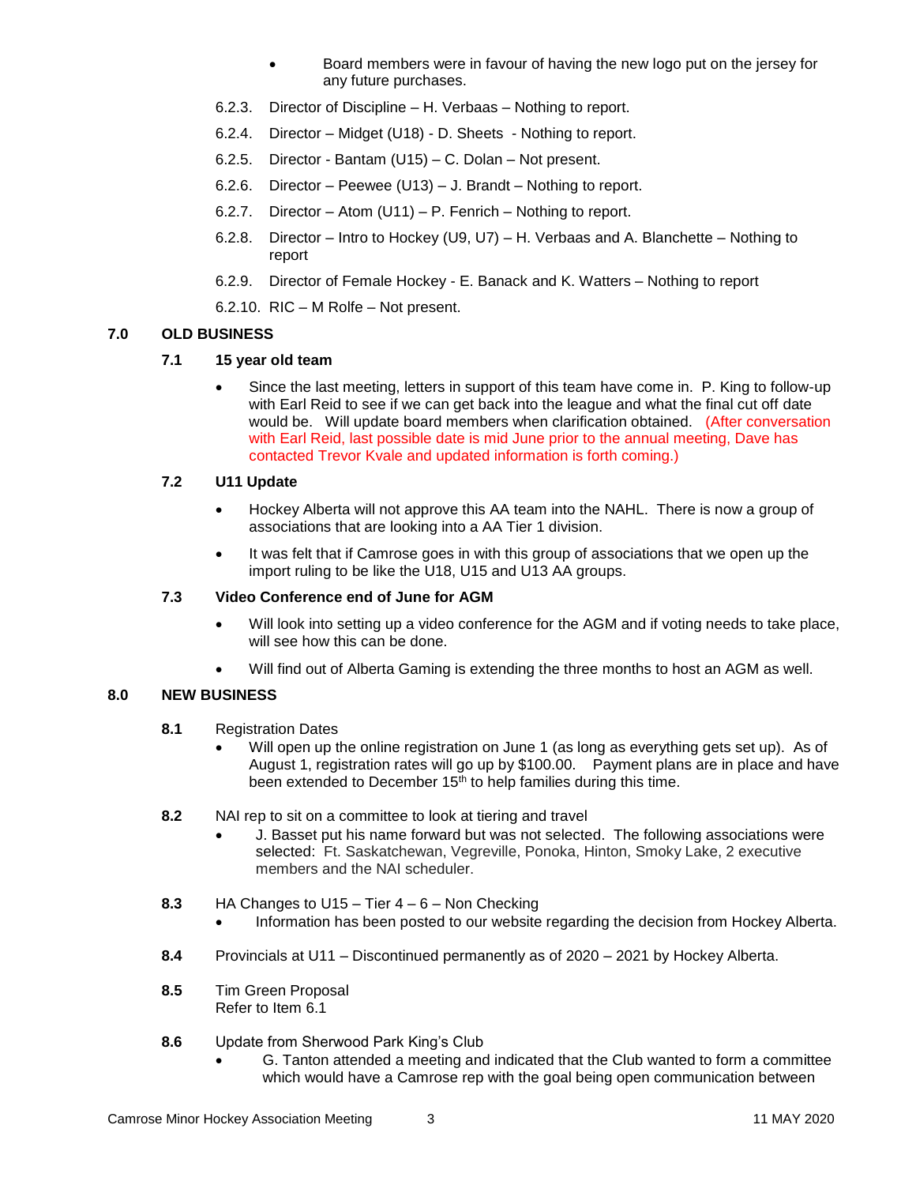- Board members were in favour of having the new logo put on the jersey for any future purchases.

6.2.3. Director of Discipline – H. Verbaas – Nothing to report.

6.2.4. Director – Midget (U18) - D. Sheets - Nothing to report.

6.2.5. Director - Bantam (U15) – C. Dolan – Not present.

6.2.6. Director – Peewee (U13) – J. Brandt – Nothing to report.

6.2.7. Director – Atom (U11) – P. Fenrich – Nothing to report.

6.2.8. Director – Intro to Hockey (U9, U7) – H. Verbaas and A. Blanchette – Nothing to report

6.2.9. Director of Female Hockey - E. Banack and K. Watters – Nothing to report

6.2.10. RIC – M Rolfe – Not present.

## 7.0 OLD BUSINESS

### 7.1 15 year old team

- Since the last meeting, letters in support of this team have come in. P. King to follow-up with Earl Reid to see if we can get back into the league and what the final cut off date would be. Will update board members when clarification obtained. (After conversation with Earl Reid, last possible date is mid June prior to the annual meeting, Dave has contacted Trevor Kvale and updated information is forth coming.)

### 7.2 U11 Update

- Hockey Alberta will not approve this AA team into the NAHL. There is now a group of associations that are looking into a AA Tier 1 division.
- It was felt that if Camrose goes in with this group of associations that we open up the import ruling to be like the U18, U15 and U13 AA groups.

### 7.3 Video Conference end of June for AGM

- Will look into setting up a video conference for the AGM and if voting needs to take place, will see how this can be done.
- Will find out of Alberta Gaming is extending the three months to host an AGM as well.

## 8.0 NEW BUSINESS

**8.1** Registration Dates

- Will open up the online registration on June 1 (as long as everything gets set up). As of August 1, registration rates will go up by $100.00. Payment plans are in place and have been extended to December 15th to help families during this time.

**8.2** NAI rep to sit on a committee to look at tiering and travel

- J. Basset put his name forward but was not selected. The following associations were selected: Ft. Saskatchewan, Vegreville, Ponoka, Hinton, Smoky Lake, 2 executive members and the NAI scheduler.

**8.3** HA Changes to U15 – Tier 4 – 6 – Non Checking

- Information has been posted to our website regarding the decision from Hockey Alberta.

**8.4** Provincials at U11 – Discontinued permanently as of 2020 – 2021 by Hockey Alberta.

**8.5** Tim Green Proposal
Refer to Item 6.1

**8.6** Update from Sherwood Park King's Club

- G. Tanton attended a meeting and indicated that the Club wanted to form a committee which would have a Camrose rep with the goal being open communication between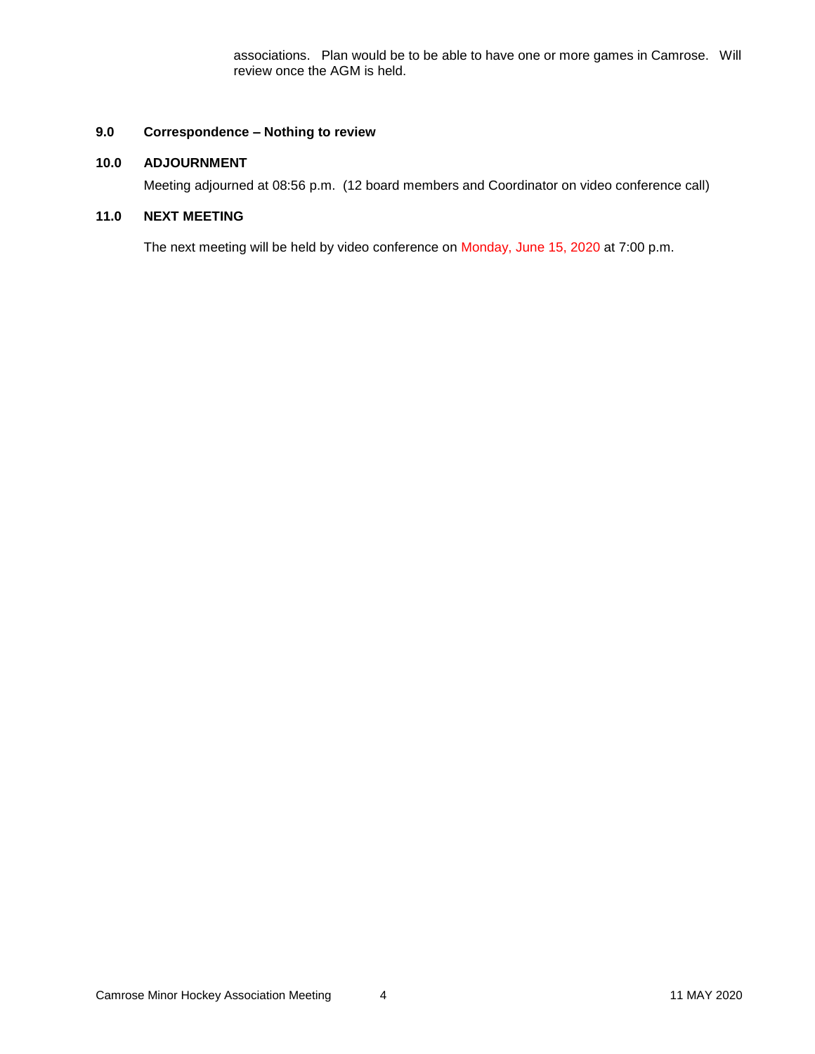associations. Plan would be to be able to have one or more games in Camrose. Will review once the AGM is held.

**9.0 Correspondence – Nothing to review**

**10.0 ADJOURNMENT**

Meeting adjourned at 08:56 p.m. (12 board members and Coordinator on video conference call)

**11.0 NEXT MEETING**

The next meeting will be held by video conference on Monday, June 15, 2020 at 7:00 p.m.